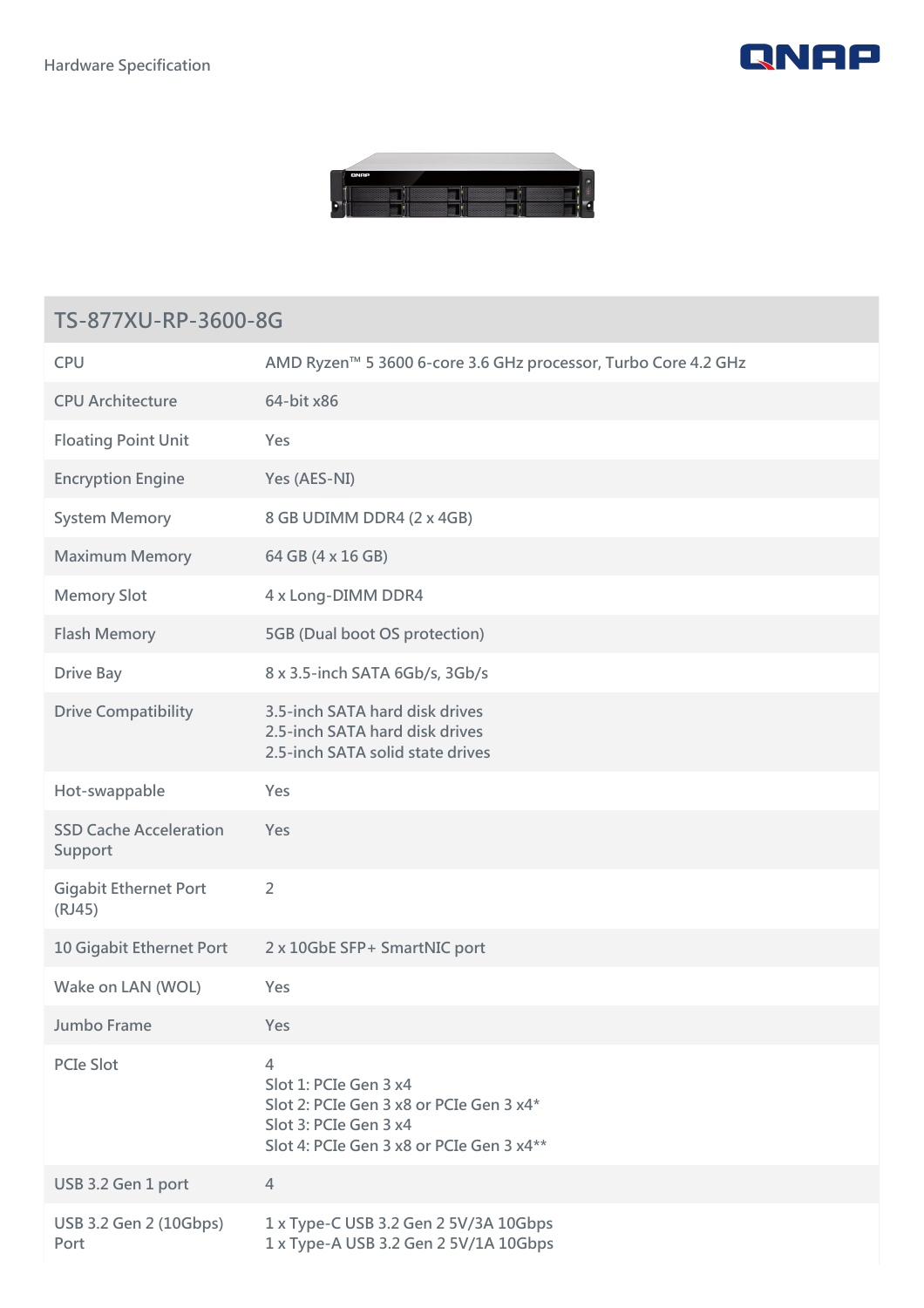Hardware Specification

## TS-877XU-RP-3600-8G

| | |
|---|---|
| CPU | AMD Ryzen™ 5 3600 6-core 3.6 GHz processor, Turbo Core 4.2 GHz |
| CPU Architecture | 64-bit x86 |
| Floating Point Unit | Yes |
| Encryption Engine | Yes (AES-NI) |
| System Memory | 8 GB UDIMM DDR4 (2 x 4GB) |
| Maximum Memory | 64 GB (4 x 16 GB) |
| Memory Slot | 4 x Long-DIMM DDR4 |
| Flash Memory | 5GB (Dual boot OS protection) |
| Drive Bay | 8 x 3.5-inch SATA 6Gb/s, 3Gb/s |
| Drive Compatibility | 3.5-inch SATA hard disk drives<br>2.5-inch SATA hard disk drives<br>2.5-inch SATA solid state drives |
| Hot-swappable | Yes |
| SSD Cache Acceleration Support | Yes |
| Gigabit Ethernet Port (RJ45) | 2 |
| 10 Gigabit Ethernet Port | 2 x 10GbE SFP+ SmartNIC port |
| Wake on LAN (WOL) | Yes |
| Jumbo Frame | Yes |
| PCIe Slot | 4<br>Slot 1: PCIe Gen 3 x4<br>Slot 2: PCIe Gen 3 x8 or PCIe Gen 3 x4*<br>Slot 3: PCIe Gen 3 x4<br>Slot 4: PCIe Gen 3 x8 or PCIe Gen 3 x4** |
| USB 3.2 Gen 1 port | 4 |
| USB 3.2 Gen 2 (10Gbps) Port | 1 x Type-C USB 3.2 Gen 2 5V/3A 10Gbps<br>1 x Type-A USB 3.2 Gen 2 5V/1A 10Gbps |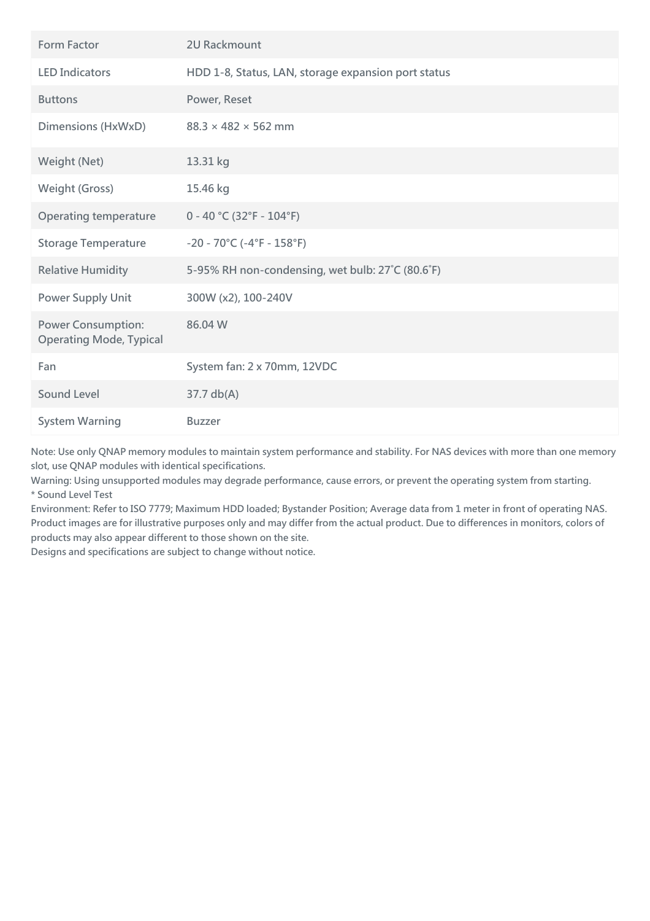| | |
|---|---|
| Form Factor | 2U Rackmount |
| LED Indicators | HDD 1-8, Status, LAN, storage expansion port status |
| Buttons | Power, Reset |
| Dimensions (HxWxD) | 88.3 × 482 × 562 mm |
| Weight (Net) | 13.31 kg |
| Weight (Gross) | 15.46 kg |
| Operating temperature | 0 - 40 °C (32°F - 104°F) |
| Storage Temperature | -20 - 70°C (-4°F - 158°F) |
| Relative Humidity | 5-95% RH non-condensing, wet bulb: 27˚C (80.6˚F) |
| Power Supply Unit | 300W (x2), 100-240V |
| Power Consumption: Operating Mode, Typical | 86.04 W |
| Fan | System fan: 2 x 70mm, 12VDC |
| Sound Level | 37.7 db(A) |
| System Warning | Buzzer |

Note: Use only QNAP memory modules to maintain system performance and stability. For NAS devices with more than one memory slot, use QNAP modules with identical specifications.

Warning: Using unsupported modules may degrade performance, cause errors, or prevent the operating system from starting.

* Sound Level Test

Environment: Refer to ISO 7779; Maximum HDD loaded; Bystander Position; Average data from 1 meter in front of operating NAS.

Product images are for illustrative purposes only and may differ from the actual product. Due to differences in monitors, colors of products may also appear different to those shown on the site.

Designs and specifications are subject to change without notice.